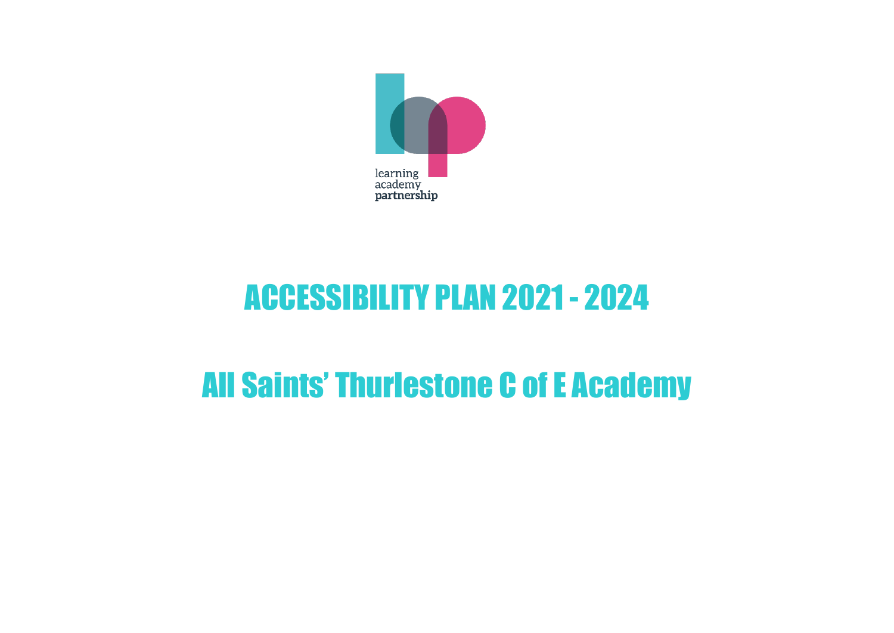learning academy partnership

# ACCESSIBILITY PLAN 2021 - 2024

## All Saints' Thurlestone C of E Academy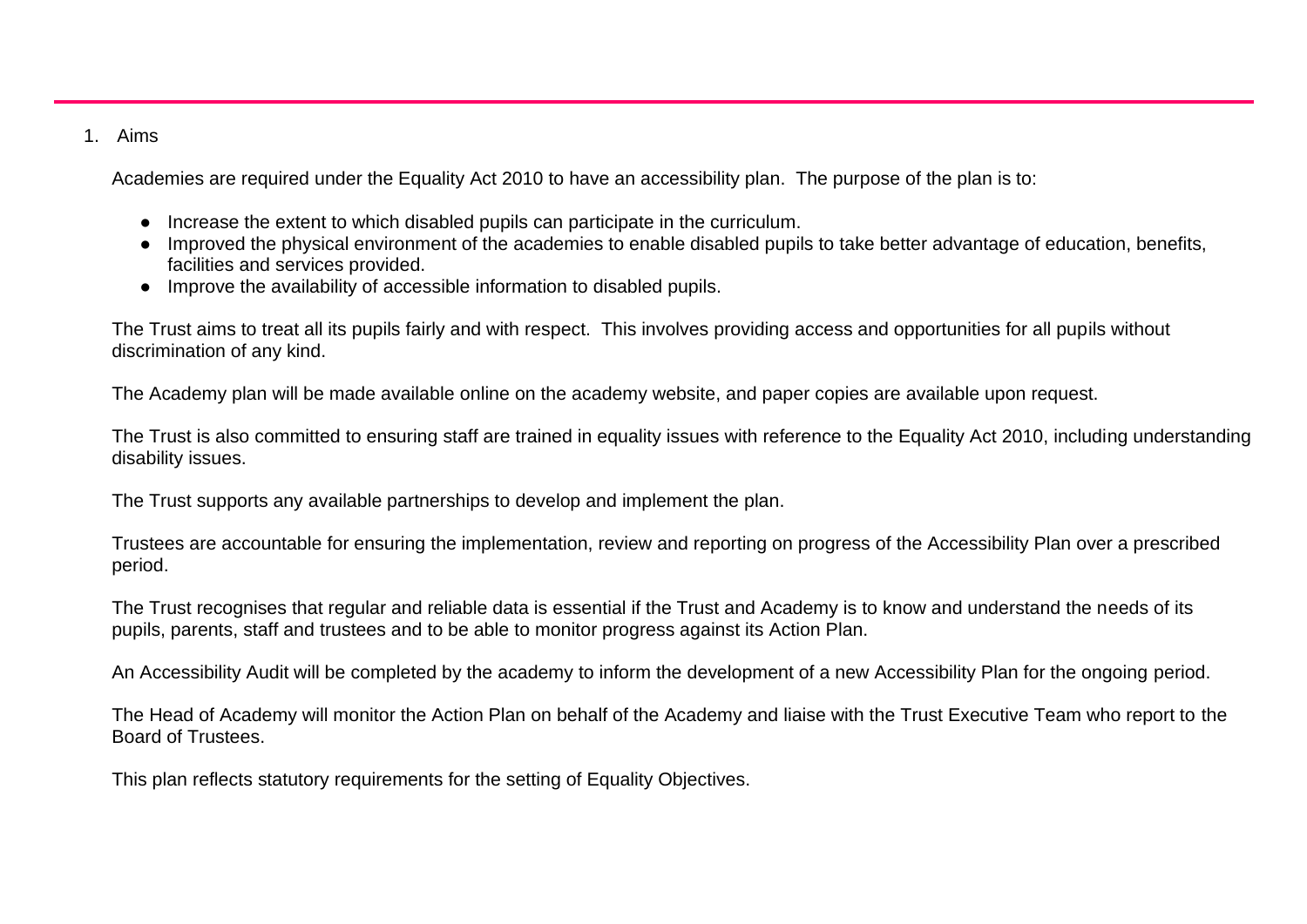## 1. Aims

Academies are required under the Equality Act 2010 to have an accessibility plan. The purpose of the plan is to:

- Increase the extent to which disabled pupils can participate in the curriculum.
- Improved the physical environment of the academies to enable disabled pupils to take better advantage of education, benefits, facilities and services provided.
- Improve the availability of accessible information to disabled pupils.

The Trust aims to treat all its pupils fairly and with respect. This involves providing access and opportunities for all pupils without discrimination of any kind.

The Academy plan will be made available online on the academy website, and paper copies are available upon request.

The Trust is also committed to ensuring staff are trained in equality issues with reference to the Equality Act 2010, including understanding disability issues.

The Trust supports any available partnerships to develop and implement the plan.

Trustees are accountable for ensuring the implementation, review and reporting on progress of the Accessibility Plan over a prescribed period.

The Trust recognises that regular and reliable data is essential if the Trust and Academy is to know and understand the needs of its pupils, parents, staff and trustees and to be able to monitor progress against its Action Plan.

An Accessibility Audit will be completed by the academy to inform the development of a new Accessibility Plan for the ongoing period.

The Head of Academy will monitor the Action Plan on behalf of the Academy and liaise with the Trust Executive Team who report to the Board of Trustees.

This plan reflects statutory requirements for the setting of Equality Objectives.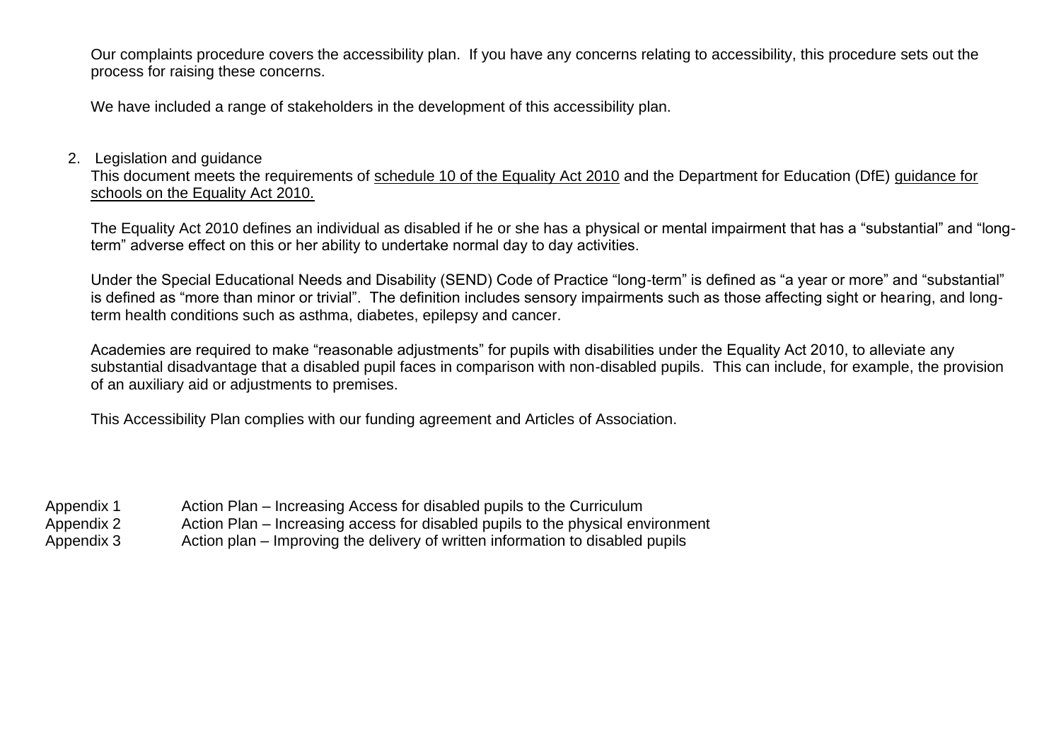Our complaints procedure covers the accessibility plan. If you have any concerns relating to accessibility, this procedure sets out the process for raising these concerns.

We have included a range of stakeholders in the development of this accessibility plan.

## 2. Legislation and guidance

This document meets the requirements of schedule 10 of the Equality Act 2010 and the Department for Education (DfE) guidance for schools on the Equality Act 2010.

The Equality Act 2010 defines an individual as disabled if he or she has a physical or mental impairment that has a "substantial" and "long-term" adverse effect on this or her ability to undertake normal day to day activities.

Under the Special Educational Needs and Disability (SEND) Code of Practice "long-term" is defined as "a year or more" and "substantial" is defined as "more than minor or trivial". The definition includes sensory impairments such as those affecting sight or hearing, and long-term health conditions such as asthma, diabetes, epilepsy and cancer.

Academies are required to make "reasonable adjustments" for pupils with disabilities under the Equality Act 2010, to alleviate any substantial disadvantage that a disabled pupil faces in comparison with non-disabled pupils. This can include, for example, the provision of an auxiliary aid or adjustments to premises.

This Accessibility Plan complies with our funding agreement and Articles of Association.

Appendix 1 Action Plan – Increasing Access for disabled pupils to the Curriculum
Appendix 2 Action Plan – Increasing access for disabled pupils to the physical environment
Appendix 3 Action plan – Improving the delivery of written information to disabled pupils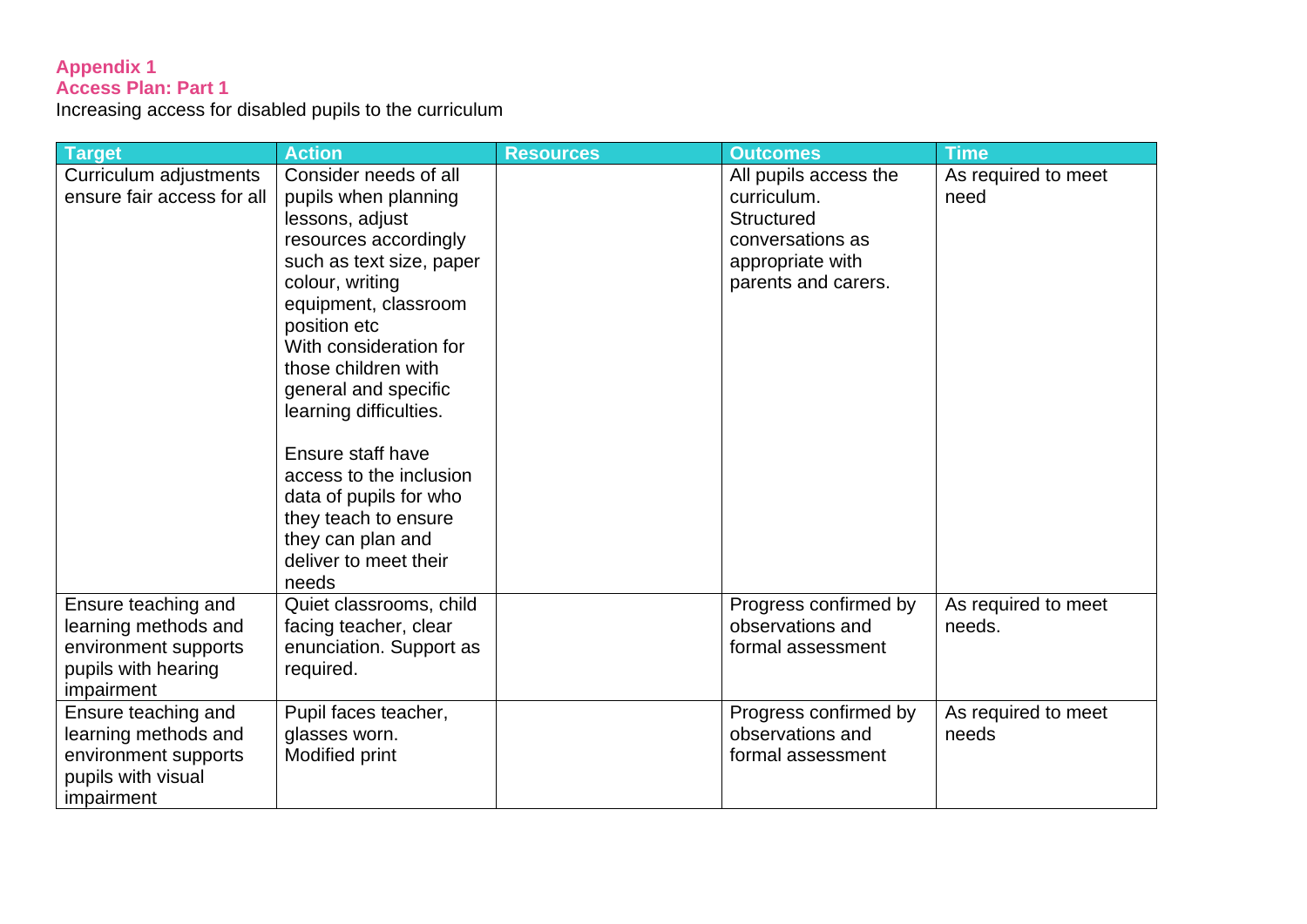**Appendix 1**
**Access Plan: Part 1**

Increasing access for disabled pupils to the curriculum

| Target | Action | Resources | Outcomes | Time |
|---|---|---|---|---|
| Curriculum adjustments ensure fair access for all | Consider needs of all pupils when planning lessons, adjust resources accordingly such as text size, paper colour, writing equipment, classroom position etc With consideration for those children with general and specific learning difficulties.<br><br>Ensure staff have access to the inclusion data of pupils for who they teach to ensure they can plan and deliver to meet their needs | | All pupils access the curriculum. Structured conversations as appropriate with parents and carers. | As required to meet need |
| Ensure teaching and learning methods and environment supports pupils with hearing impairment | Quiet classrooms, child facing teacher, clear enunciation. Support as required. | | Progress confirmed by observations and formal assessment | As required to meet needs. |
| Ensure teaching and learning methods and environment supports pupils with visual impairment | Pupil faces teacher, glasses worn. Modified print | | Progress confirmed by observations and formal assessment | As required to meet needs |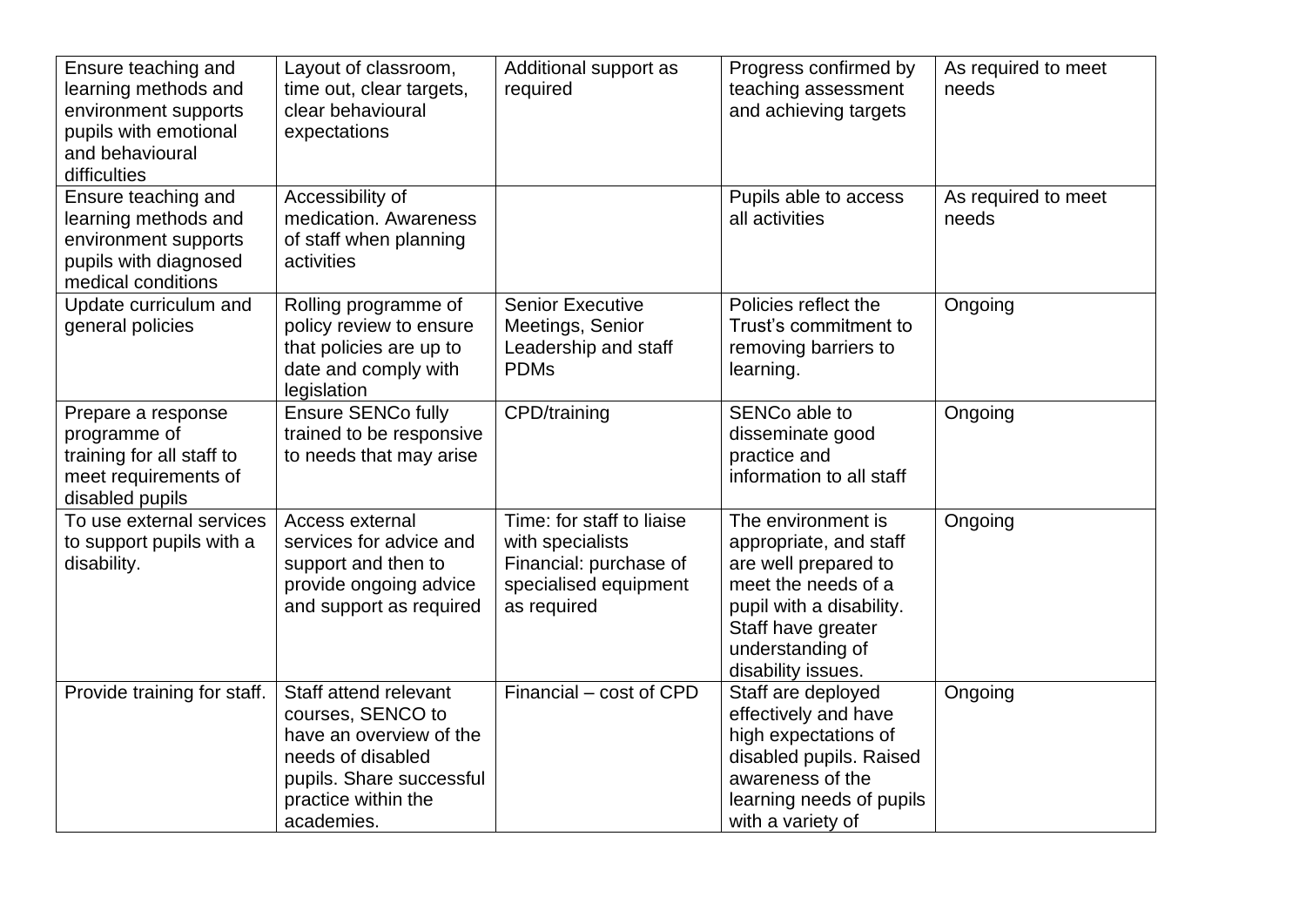| Ensure teaching and learning methods and environment supports pupils with emotional and behavioural difficulties | Layout of classroom, time out, clear targets, clear behavioural expectations | Additional support as required | Progress confirmed by teaching assessment and achieving targets | As required to meet needs |
|---|---|---|---|---|
| Ensure teaching and learning methods and environment supports pupils with diagnosed medical conditions | Accessibility of medication. Awareness of staff when planning activities | | Pupils able to access all activities | As required to meet needs |
| Update curriculum and general policies | Rolling programme of policy review to ensure that policies are up to date and comply with legislation | Senior Executive Meetings, Senior Leadership and staff PDMs | Policies reflect the Trust's commitment to removing barriers to learning. | Ongoing |
| Prepare a response programme of training for all staff to meet requirements of disabled pupils | Ensure SENCo fully trained to be responsive to needs that may arise | CPD/training | SENCo able to disseminate good practice and information to all staff | Ongoing |
| To use external services to support pupils with a disability. | Access external services for advice and support and then to provide ongoing advice and support as required | Time: for staff to liaise with specialists Financial: purchase of specialised equipment as required | The environment is appropriate, and staff are well prepared to meet the needs of a pupil with a disability. Staff have greater understanding of disability issues. | Ongoing |
| Provide training for staff. | Staff attend relevant courses, SENCO to have an overview of the needs of disabled pupils. Share successful practice within the academies. | Financial – cost of CPD | Staff are deployed effectively and have high expectations of disabled pupils. Raised awareness of the learning needs of pupils with a variety of | Ongoing |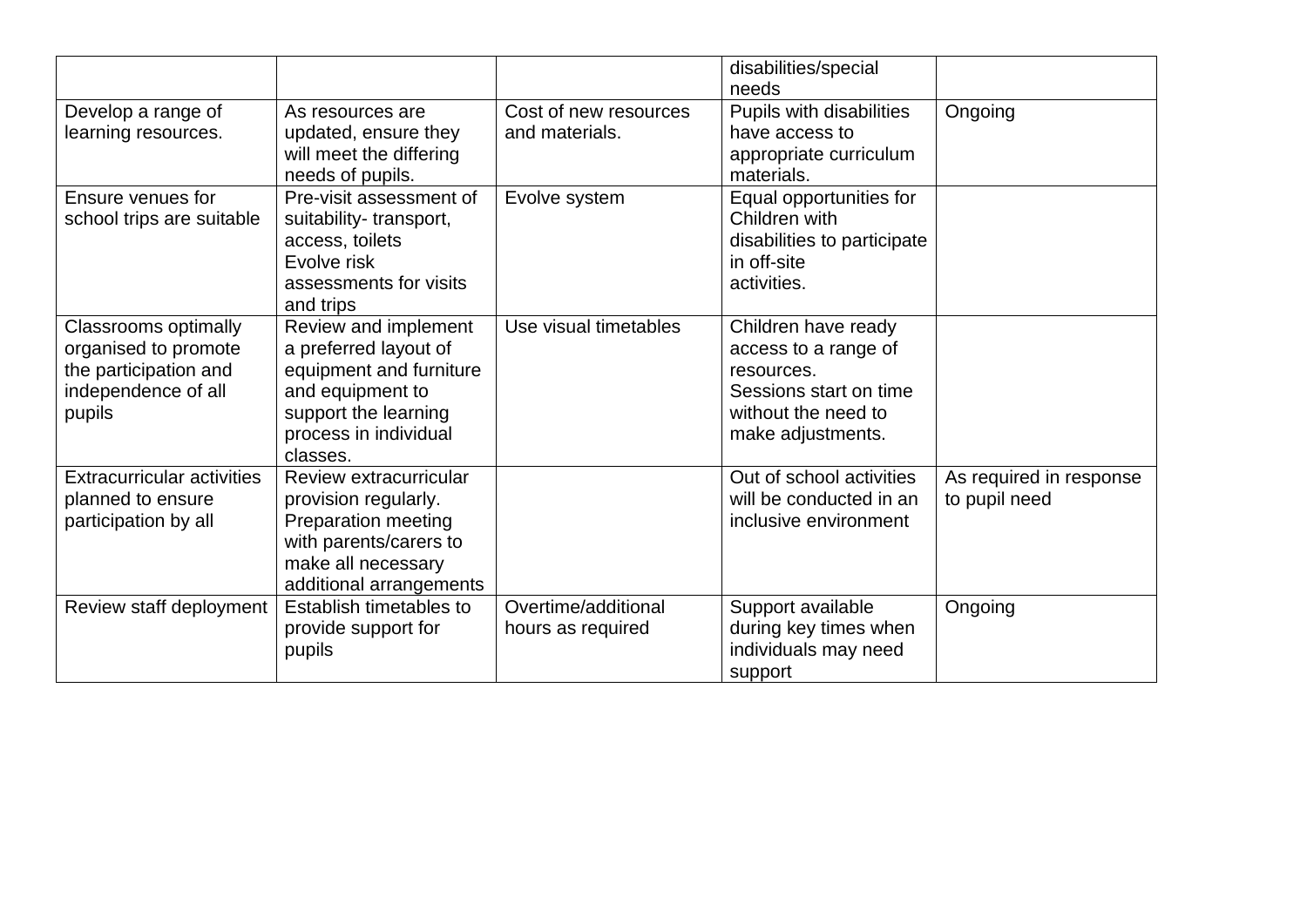| | | | | |
|---|---|---|---|---|
| | | | disabilities/special needs | |
| Develop a range of learning resources. | As resources are updated, ensure they will meet the differing needs of pupils. | Cost of new resources and materials. | Pupils with disabilities have access to appropriate curriculum materials. | Ongoing |
| Ensure venues for school trips are suitable | Pre-visit assessment of suitability- transport, access, toilets<br>Evolve risk assessments for visits and trips | Evolve system | Equal opportunities for Children with disabilities to participate in off-site activities. | |
| Classrooms optimally organised to promote the participation and independence of all pupils | Review and implement a preferred layout of equipment and furniture and equipment to support the learning process in individual classes. | Use visual timetables | Children have ready access to a range of resources.<br>Sessions start on time without the need to make adjustments. | |
| Extracurricular activities planned to ensure participation by all | Review extracurricular provision regularly.<br>Preparation meeting with parents/carers to make all necessary additional arrangements | | Out of school activities will be conducted in an inclusive environment | As required in response to pupil need |
| Review staff deployment | Establish timetables to provide support for pupils | Overtime/additional hours as required | Support available during key times when individuals may need support | Ongoing |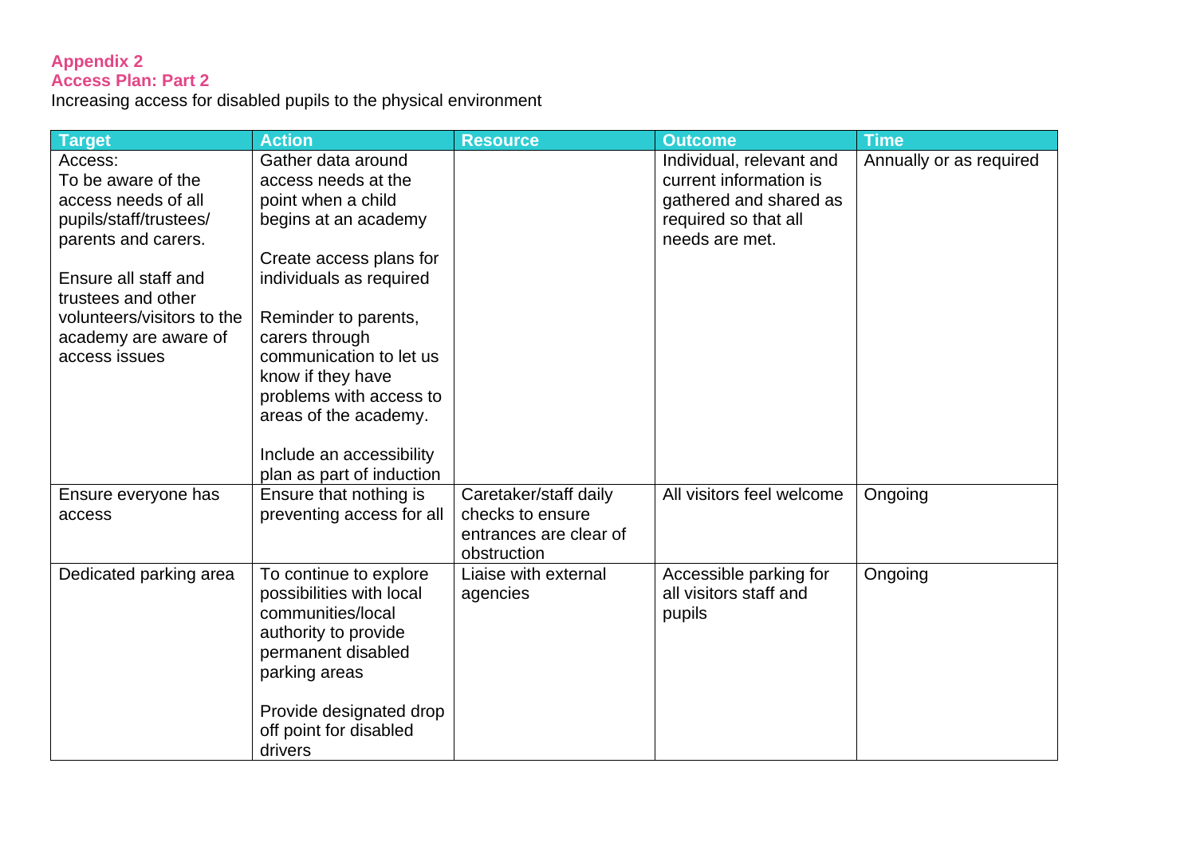**Appendix 2**
**Access Plan: Part 2**
Increasing access for disabled pupils to the physical environment

| Target | Action | Resource | Outcome | Time |
| --- | --- | --- | --- | --- |
| Access:<br>To be aware of the access needs of all pupils/staff/trustees/ parents and carers.<br><br>Ensure all staff and trustees and other volunteers/visitors to the academy are aware of access issues | Gather data around access needs at the point when a child begins at an academy<br><br>Create access plans for individuals as required<br><br>Reminder to parents, carers through communication to let us know if they have problems with access to areas of the academy.<br><br>Include an accessibility plan as part of induction | | Individual, relevant and current information is gathered and shared as required so that all needs are met. | Annually or as required |
| Ensure everyone has access | Ensure that nothing is preventing access for all | Caretaker/staff daily checks to ensure entrances are clear of obstruction | All visitors feel welcome | Ongoing |
| Dedicated parking area | To continue to explore possibilities with local communities/local authority to provide permanent disabled parking areas<br><br>Provide designated drop off point for disabled drivers | Liaise with external agencies | Accessible parking for all visitors staff and pupils | Ongoing |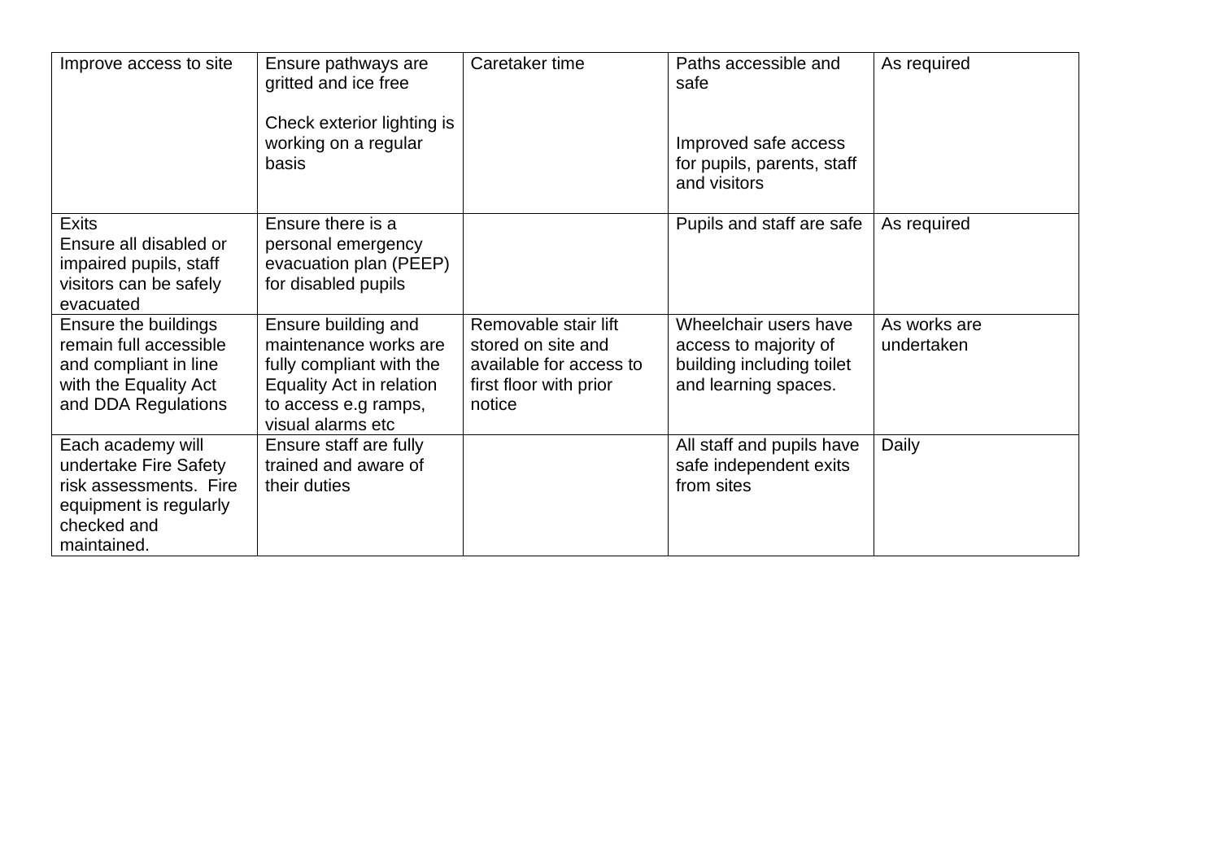| Improve access to site | Ensure pathways are gritted and ice free<br><br>Check exterior lighting is working on a regular basis | Caretaker time | Paths accessible and safe<br><br>Improved safe access for pupils, parents, staff and visitors | As required |
|---|---|---|---|---|
| Exits<br>Ensure all disabled or impaired pupils, staff visitors can be safely evacuated | Ensure there is a personal emergency evacuation plan (PEEP) for disabled pupils | | Pupils and staff are safe | As required |
| Ensure the buildings remain full accessible and compliant in line with the Equality Act and DDA Regulations | Ensure building and maintenance works are fully compliant with the Equality Act in relation to access e.g ramps, visual alarms etc | Removable stair lift stored on site and available for access to first floor with prior notice | Wheelchair users have access to majority of building including toilet and learning spaces. | As works are undertaken |
| Each academy will undertake Fire Safety risk assessments. Fire equipment is regularly checked and maintained. | Ensure staff are fully trained and aware of their duties | | All staff and pupils have safe independent exits from sites | Daily |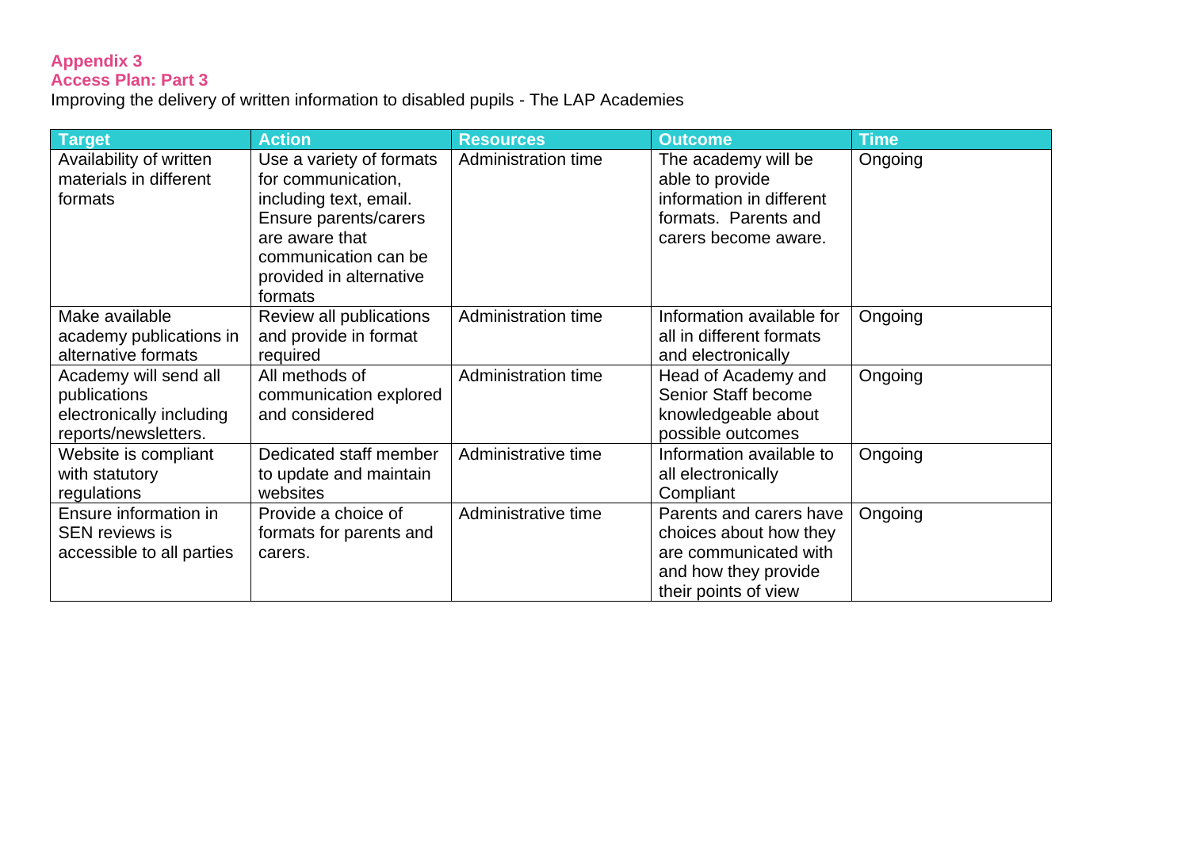**Appendix 3**
**Access Plan: Part 3**

Improving the delivery of written information to disabled pupils - The LAP Academies

| Target | Action | Resources | Outcome | Time |
|---|---|---|---|---|
| Availability of written materials in different formats | Use a variety of formats for communication, including text, email. Ensure parents/carers are aware that communication can be provided in alternative formats | Administration time | The academy will be able to provide information in different formats. Parents and carers become aware. | Ongoing |
| Make available academy publications in alternative formats | Review all publications and provide in format required | Administration time | Information available for all in different formats and electronically | Ongoing |
| Academy will send all publications electronically including reports/newsletters. | All methods of communication explored and considered | Administration time | Head of Academy and Senior Staff become knowledgeable about possible outcomes | Ongoing |
| Website is compliant with statutory regulations | Dedicated staff member to update and maintain websites | Administrative time | Information available to all electronically Compliant | Ongoing |
| Ensure information in SEN reviews is accessible to all parties | Provide a choice of formats for parents and carers. | Administrative time | Parents and carers have choices about how they are communicated with and how they provide their points of view | Ongoing |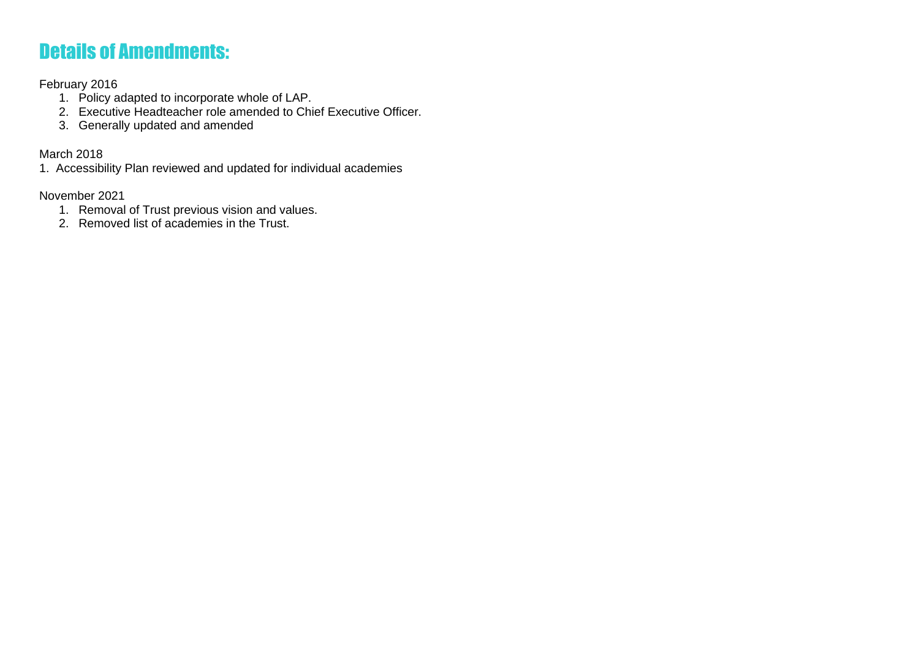# Details of Amendments:

February 2016

1. Policy adapted to incorporate whole of LAP.
2. Executive Headteacher role amended to Chief Executive Officer.
3. Generally updated and amended

March 2018

1. Accessibility Plan reviewed and updated for individual academies

November 2021

1. Removal of Trust previous vision and values.
2. Removed list of academies in the Trust.